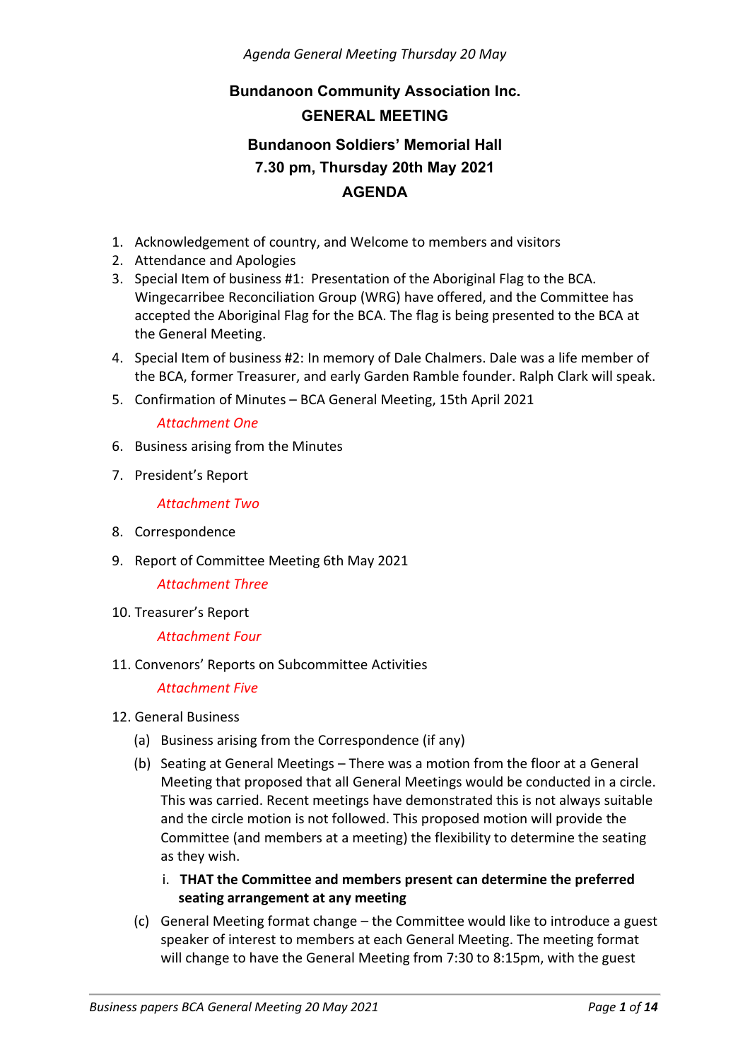**Bundanoon Community Association Inc.**

**GENERAL MEETING**

**Bundanoon Soldiers' Memorial Hall**

**7.30 pm, Thursday 20th May 2021**

**AGENDA**

1. Acknowledgement of country, and Welcome to members and visitors
2. Attendance and Apologies
3. Special Item of business #1: Presentation of the Aboriginal Flag to the BCA. Wingecarribee Reconciliation Group (WRG) have offered, and the Committee has accepted the Aboriginal Flag for the BCA. The flag is being presented to the BCA at the General Meeting.
4. Special Item of business #2: In memory of Dale Chalmers. Dale was a life member of the BCA, former Treasurer, and early Garden Ramble founder. Ralph Clark will speak.
5. Confirmation of Minutes – BCA General Meeting, 15th April 2021

   *Attachment One*

6. Business arising from the Minutes
7. President's Report

   *Attachment Two*

8. Correspondence
9. Report of Committee Meeting 6th May 2021

   *Attachment Three*

10. Treasurer's Report

    *Attachment Four*

11. Convenors' Reports on Subcommittee Activities

    *Attachment Five*

12. General Business
    (a) Business arising from the Correspondence (if any)
    (b) Seating at General Meetings – There was a motion from the floor at a General Meeting that proposed that all General Meetings would be conducted in a circle. This was carried. Recent meetings have demonstrated this is not always suitable and the circle motion is not followed. This proposed motion will provide the Committee (and members at a meeting) the flexibility to determine the seating as they wish.
    i. **THAT the Committee and members present can determine the preferred seating arrangement at any meeting**
    (c) General Meeting format change – the Committee would like to introduce a guest speaker of interest to members at each General Meeting. The meeting format will change to have the General Meeting from 7:30 to 8:15pm, with the guest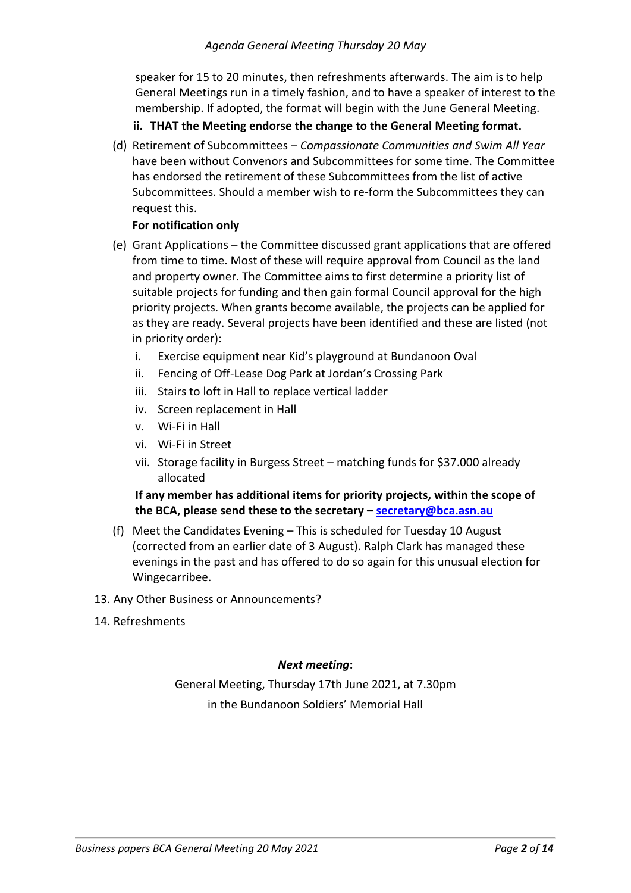speaker for 15 to 20 minutes, then refreshments afterwards. The aim is to help General Meetings run in a timely fashion, and to have a speaker of interest to the membership. If adopted, the format will begin with the June General Meeting.

**ii. THAT the Meeting endorse the change to the General Meeting format.**

(d) Retirement of Subcommittees – *Compassionate Communities and Swim All Year* have been without Convenors and Subcommittees for some time. The Committee has endorsed the retirement of these Subcommittees from the list of active Subcommittees. Should a member wish to re-form the Subcommittees they can request this.

**For notification only**

(e) Grant Applications – the Committee discussed grant applications that are offered from time to time. Most of these will require approval from Council as the land and property owner. The Committee aims to first determine a priority list of suitable projects for funding and then gain formal Council approval for the high priority projects. When grants become available, the projects can be applied for as they are ready. Several projects have been identified and these are listed (not in priority order):

   i. Exercise equipment near Kid's playground at Bundanoon Oval
   ii. Fencing of Off-Lease Dog Park at Jordan's Crossing Park
   iii. Stairs to loft in Hall to replace vertical ladder
   iv. Screen replacement in Hall
   v. Wi-Fi in Hall
   vi. Wi-Fi in Street
   vii. Storage facility in Burgess Street – matching funds for $37.000 already allocated

**If any member has additional items for priority projects, within the scope of the BCA, please send these to the secretary – [secretary@bca.asn.au](mailto:secretary@bca.asn.au)**

(f) Meet the Candidates Evening – This is scheduled for Tuesday 10 August (corrected from an earlier date of 3 August). Ralph Clark has managed these evenings in the past and has offered to do so again for this unusual election for Wingecarribee.

13. Any Other Business or Announcements?

14. Refreshments

***Next meeting*:**

General Meeting, Thursday 17th June 2021, at 7.30pm
in the Bundanoon Soldiers' Memorial Hall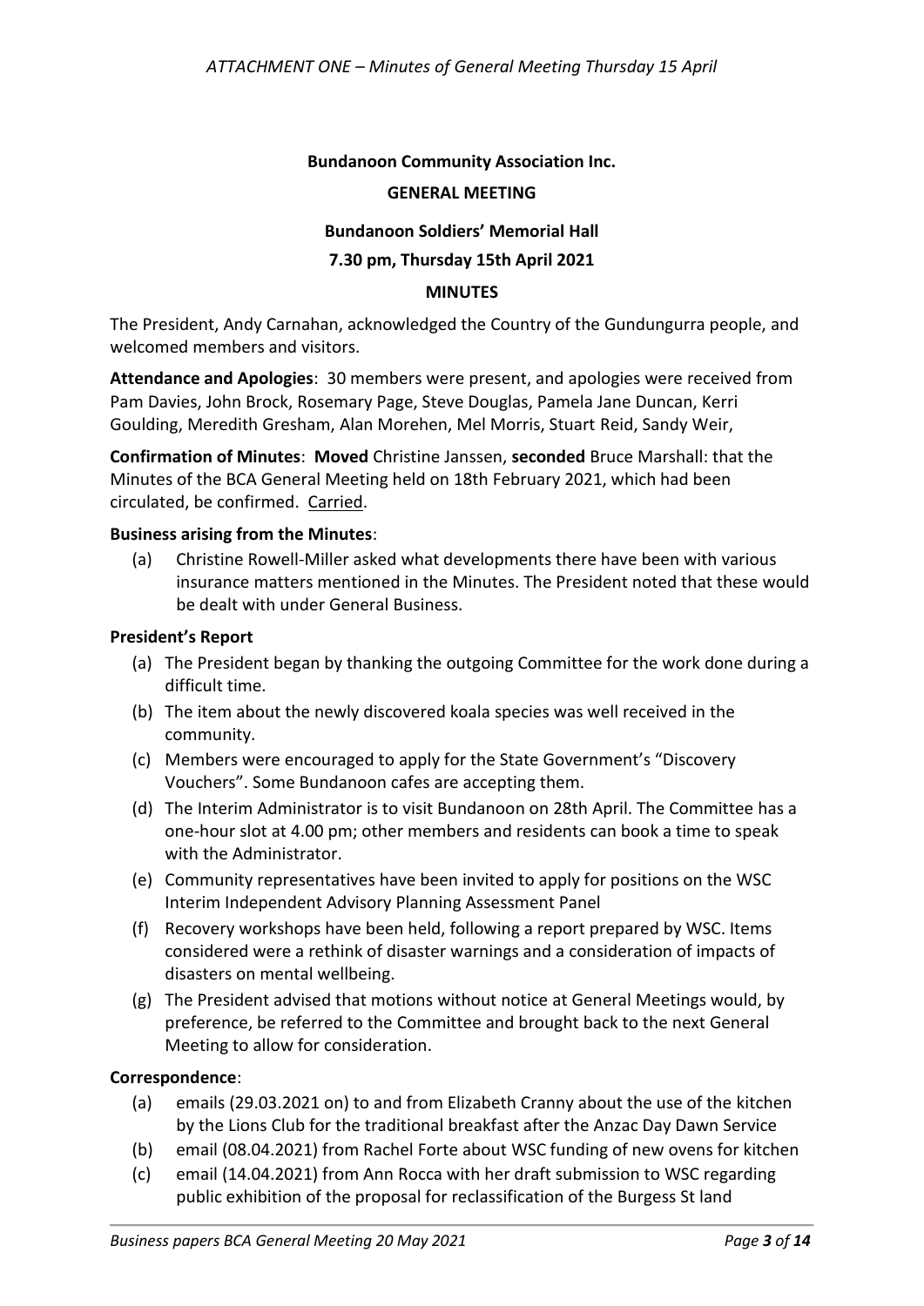*ATTACHMENT ONE – Minutes of General Meeting Thursday 15 April*

**Bundanoon Community Association Inc.**

**GENERAL MEETING**

**Bundanoon Soldiers' Memorial Hall**

**7.30 pm, Thursday 15th April 2021**

**MINUTES**

The President, Andy Carnahan, acknowledged the Country of the Gundungurra people, and welcomed members and visitors.

**Attendance and Apologies**: 30 members were present, and apologies were received from Pam Davies, John Brock, Rosemary Page, Steve Douglas, Pamela Jane Duncan, Kerri Goulding, Meredith Gresham, Alan Morehen, Mel Morris, Stuart Reid, Sandy Weir,

**Confirmation of Minutes**: **Moved** Christine Janssen, **seconded** Bruce Marshall: that the Minutes of the BCA General Meeting held on 18th February 2021, which had been circulated, be confirmed. Carried.

**Business arising from the Minutes**:

(a) Christine Rowell-Miller asked what developments there have been with various insurance matters mentioned in the Minutes. The President noted that these would be dealt with under General Business.

**President's Report**

(a) The President began by thanking the outgoing Committee for the work done during a difficult time.

(b) The item about the newly discovered koala species was well received in the community.

(c) Members were encouraged to apply for the State Government's "Discovery Vouchers". Some Bundanoon cafes are accepting them.

(d) The Interim Administrator is to visit Bundanoon on 28th April. The Committee has a one-hour slot at 4.00 pm; other members and residents can book a time to speak with the Administrator.

(e) Community representatives have been invited to apply for positions on the WSC Interim Independent Advisory Planning Assessment Panel

(f) Recovery workshops have been held, following a report prepared by WSC. Items considered were a rethink of disaster warnings and a consideration of impacts of disasters on mental wellbeing.

(g) The President advised that motions without notice at General Meetings would, by preference, be referred to the Committee and brought back to the next General Meeting to allow for consideration.

**Correspondence**:

(a) emails (29.03.2021 on) to and from Elizabeth Cranny about the use of the kitchen by the Lions Club for the traditional breakfast after the Anzac Day Dawn Service

(b) email (08.04.2021) from Rachel Forte about WSC funding of new ovens for kitchen

(c) email (14.04.2021) from Ann Rocca with her draft submission to WSC regarding public exhibition of the proposal for reclassification of the Burgess St land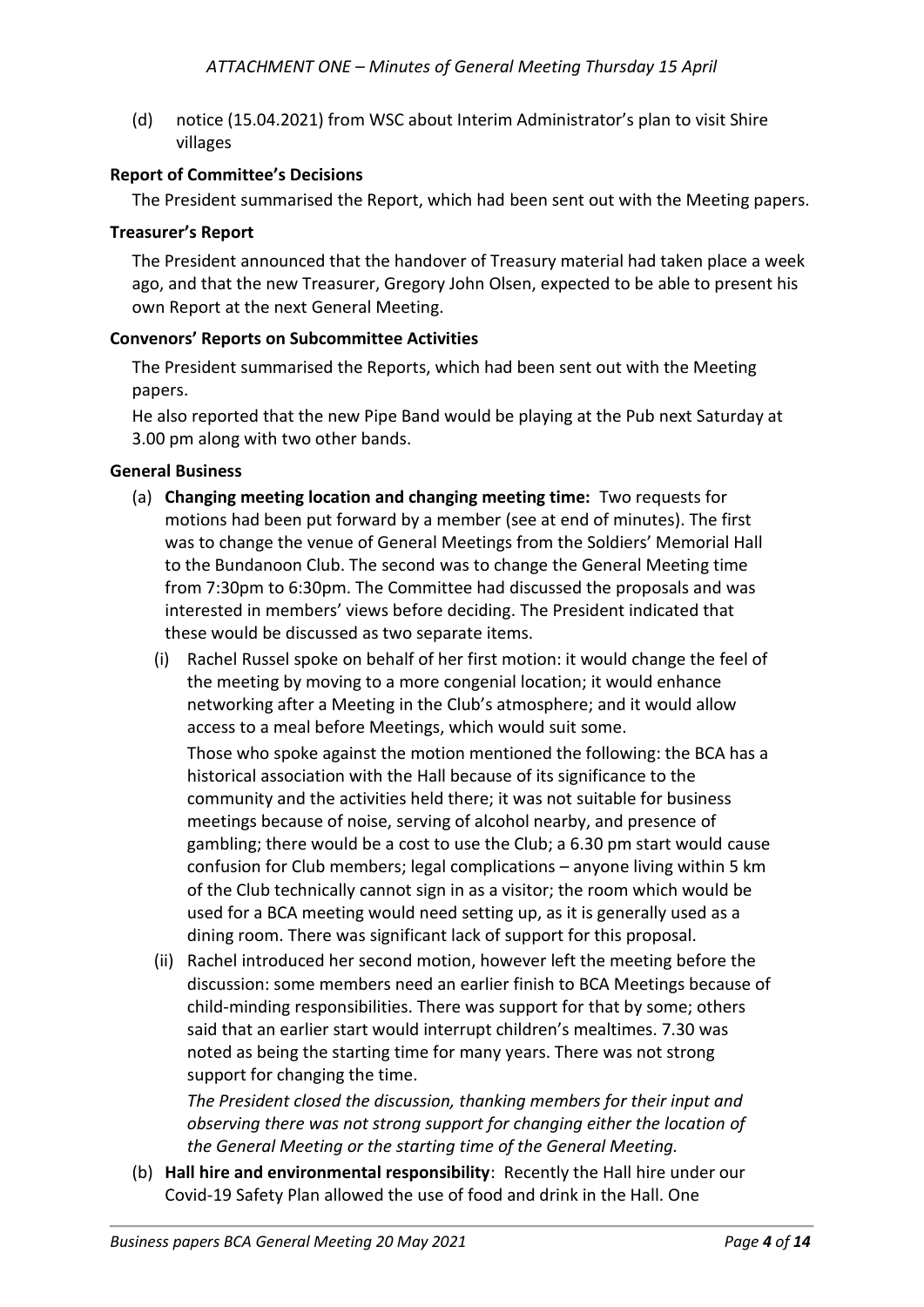(d) notice (15.04.2021) from WSC about Interim Administrator's plan to visit Shire villages

**Report of Committee's Decisions**

The President summarised the Report, which had been sent out with the Meeting papers.

**Treasurer's Report**

The President announced that the handover of Treasury material had taken place a week ago, and that the new Treasurer, Gregory John Olsen, expected to be able to present his own Report at the next General Meeting.

**Convenors' Reports on Subcommittee Activities**

The President summarised the Reports, which had been sent out with the Meeting papers.

He also reported that the new Pipe Band would be playing at the Pub next Saturday at 3.00 pm along with two other bands.

**General Business**

(a) **Changing meeting location and changing meeting time:** Two requests for motions had been put forward by a member (see at end of minutes). The first was to change the venue of General Meetings from the Soldiers' Memorial Hall to the Bundanoon Club. The second was to change the General Meeting time from 7:30pm to 6:30pm. The Committee had discussed the proposals and was interested in members' views before deciding. The President indicated that these would be discussed as two separate items.

(i) Rachel Russel spoke on behalf of her first motion: it would change the feel of the meeting by moving to a more congenial location; it would enhance networking after a Meeting in the Club's atmosphere; and it would allow access to a meal before Meetings, which would suit some.

Those who spoke against the motion mentioned the following: the BCA has a historical association with the Hall because of its significance to the community and the activities held there; it was not suitable for business meetings because of noise, serving of alcohol nearby, and presence of gambling; there would be a cost to use the Club; a 6.30 pm start would cause confusion for Club members; legal complications – anyone living within 5 km of the Club technically cannot sign in as a visitor; the room which would be used for a BCA meeting would need setting up, as it is generally used as a dining room. There was significant lack of support for this proposal.

(ii) Rachel introduced her second motion, however left the meeting before the discussion: some members need an earlier finish to BCA Meetings because of child-minding responsibilities. There was support for that by some; others said that an earlier start would interrupt children's mealtimes. 7.30 was noted as being the starting time for many years. There was not strong support for changing the time.

*The President closed the discussion, thanking members for their input and observing there was not strong support for changing either the location of the General Meeting or the starting time of the General Meeting.*

(b) **Hall hire and environmental responsibility**: Recently the Hall hire under our Covid-19 Safety Plan allowed the use of food and drink in the Hall. One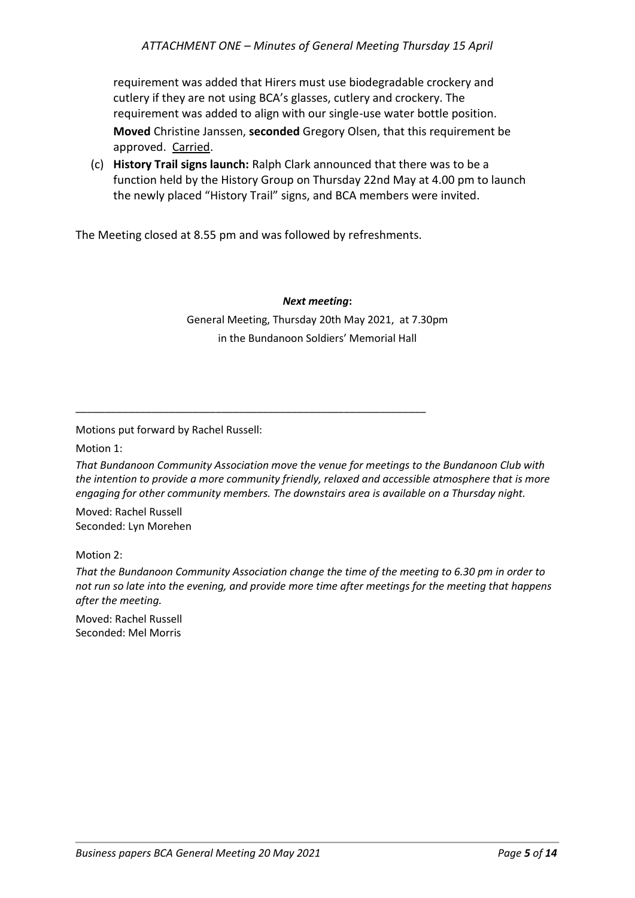requirement was added that Hirers must use biodegradable crockery and cutlery if they are not using BCA's glasses, cutlery and crockery. The requirement was added to align with our single-use water bottle position.

**Moved** Christine Janssen, **seconded** Gregory Olsen, that this requirement be approved. Carried.

(c) **History Trail signs launch:** Ralph Clark announced that there was to be a function held by the History Group on Thursday 22nd May at 4.00 pm to launch the newly placed "History Trail" signs, and BCA members were invited.

The Meeting closed at 8.55 pm and was followed by refreshments.

***Next meeting*:**

General Meeting, Thursday 20th May 2021, at 7.30pm
in the Bundanoon Soldiers' Memorial Hall

---

Motions put forward by Rachel Russell:

Motion 1:

*That Bundanoon Community Association move the venue for meetings to the Bundanoon Club with the intention to provide a more community friendly, relaxed and accessible atmosphere that is more engaging for other community members. The downstairs area is available on a Thursday night.*

Moved: Rachel Russell
Seconded: Lyn Morehen

Motion 2:

*That the Bundanoon Community Association change the time of the meeting to 6.30 pm in order to not run so late into the evening, and provide more time after meetings for the meeting that happens after the meeting.*

Moved: Rachel Russell
Seconded: Mel Morris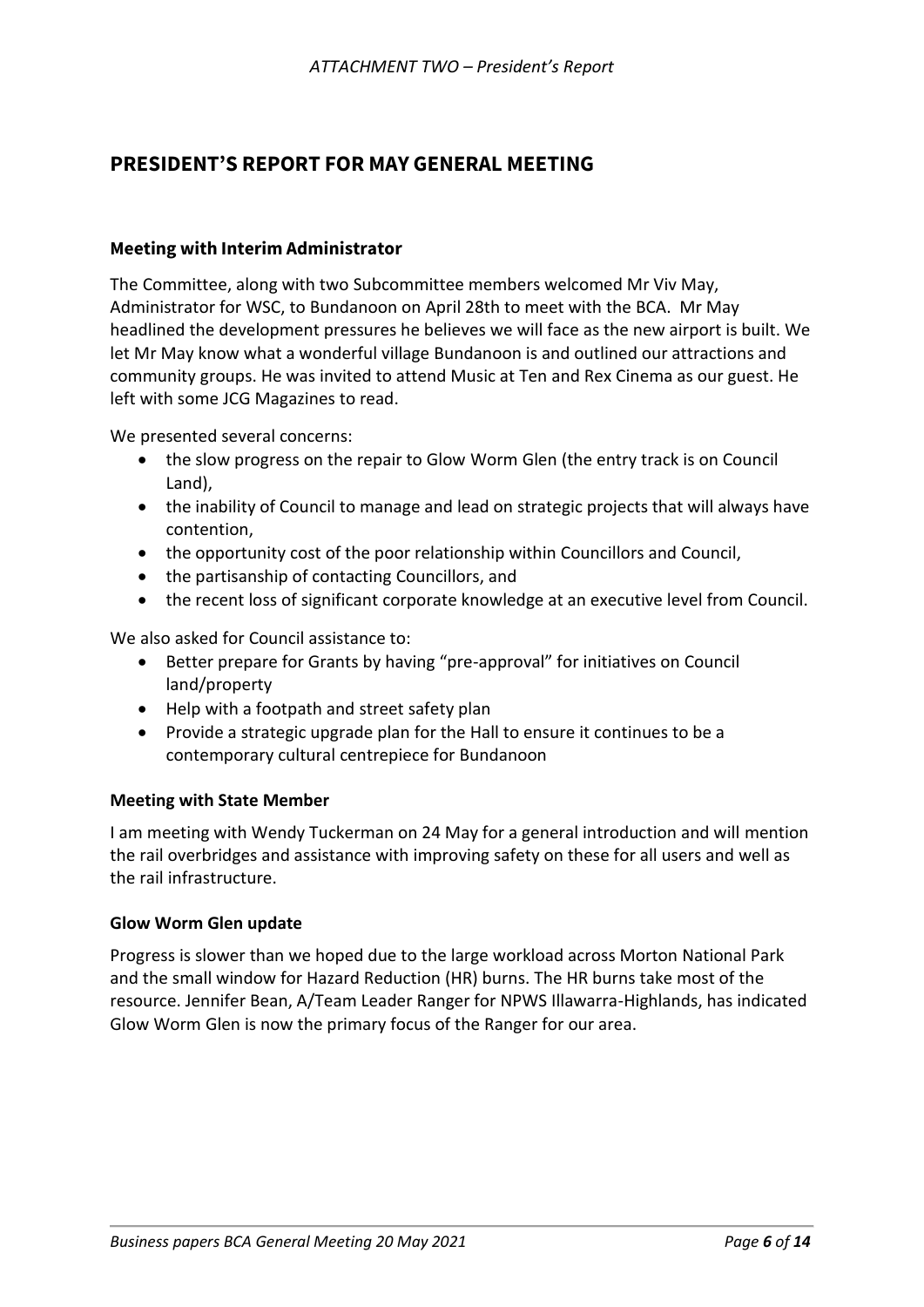# PRESIDENT'S REPORT FOR MAY GENERAL MEETING

### Meeting with Interim Administrator

The Committee, along with two Subcommittee members welcomed Mr Viv May, Administrator for WSC, to Bundanoon on April 28th to meet with the BCA. Mr May headlined the development pressures he believes we will face as the new airport is built. We let Mr May know what a wonderful village Bundanoon is and outlined our attractions and community groups. He was invited to attend Music at Ten and Rex Cinema as our guest. He left with some JCG Magazines to read.

We presented several concerns:

- the slow progress on the repair to Glow Worm Glen (the entry track is on Council Land),
- the inability of Council to manage and lead on strategic projects that will always have contention,
- the opportunity cost of the poor relationship within Councillors and Council,
- the partisanship of contacting Councillors, and
- the recent loss of significant corporate knowledge at an executive level from Council.

We also asked for Council assistance to:

- Better prepare for Grants by having "pre-approval" for initiatives on Council land/property
- Help with a footpath and street safety plan
- Provide a strategic upgrade plan for the Hall to ensure it continues to be a contemporary cultural centrepiece for Bundanoon

### Meeting with State Member

I am meeting with Wendy Tuckerman on 24 May for a general introduction and will mention the rail overbridges and assistance with improving safety on these for all users and well as the rail infrastructure.

### Glow Worm Glen update

Progress is slower than we hoped due to the large workload across Morton National Park and the small window for Hazard Reduction (HR) burns. The HR burns take most of the resource. Jennifer Bean, A/Team Leader Ranger for NPWS Illawarra-Highlands, has indicated Glow Worm Glen is now the primary focus of the Ranger for our area.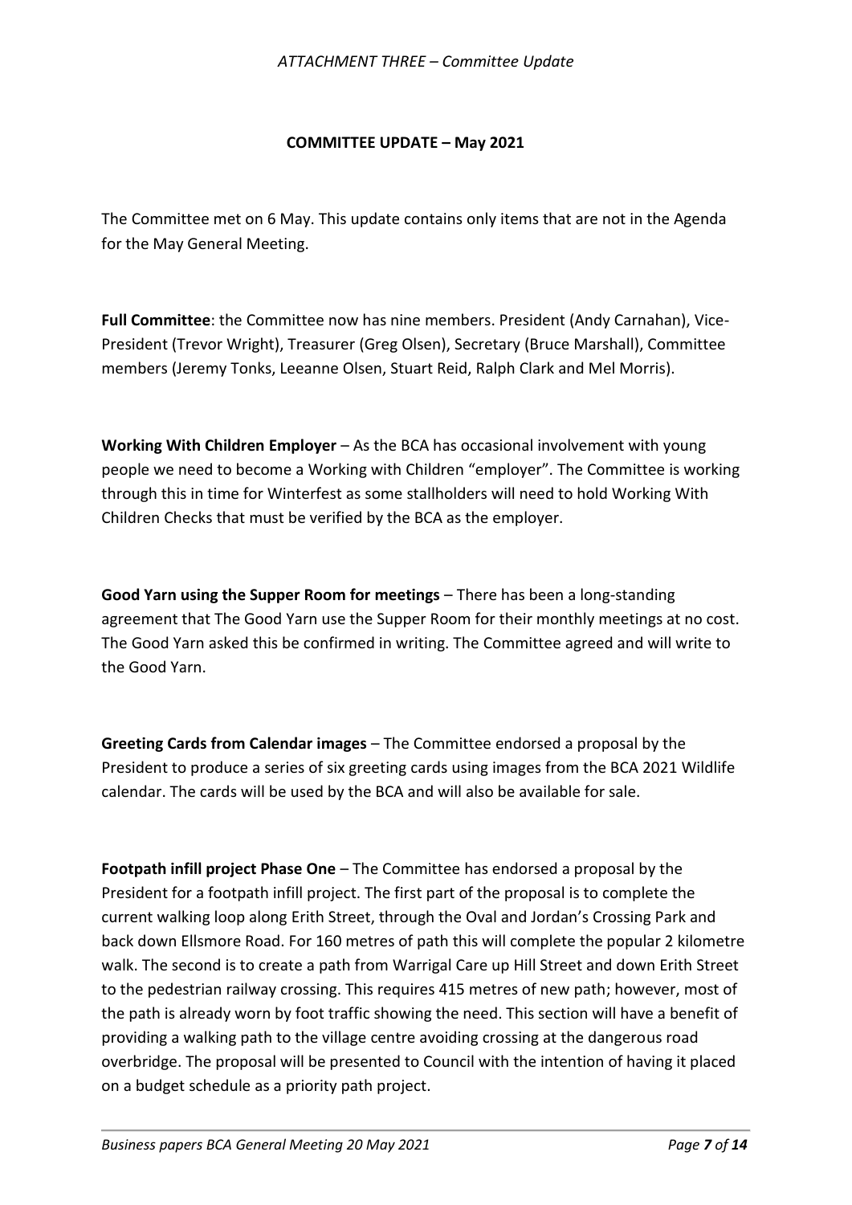## COMMITTEE UPDATE – May 2021

The Committee met on 6 May. This update contains only items that are not in the Agenda for the May General Meeting.

**Full Committee**: the Committee now has nine members. President (Andy Carnahan), Vice-President (Trevor Wright), Treasurer (Greg Olsen), Secretary (Bruce Marshall), Committee members (Jeremy Tonks, Leeanne Olsen, Stuart Reid, Ralph Clark and Mel Morris).

**Working With Children Employer** – As the BCA has occasional involvement with young people we need to become a Working with Children "employer". The Committee is working through this in time for Winterfest as some stallholders will need to hold Working With Children Checks that must be verified by the BCA as the employer.

**Good Yarn using the Supper Room for meetings** – There has been a long-standing agreement that The Good Yarn use the Supper Room for their monthly meetings at no cost. The Good Yarn asked this be confirmed in writing. The Committee agreed and will write to the Good Yarn.

**Greeting Cards from Calendar images** – The Committee endorsed a proposal by the President to produce a series of six greeting cards using images from the BCA 2021 Wildlife calendar. The cards will be used by the BCA and will also be available for sale.

**Footpath infill project Phase One** – The Committee has endorsed a proposal by the President for a footpath infill project. The first part of the proposal is to complete the current walking loop along Erith Street, through the Oval and Jordan's Crossing Park and back down Ellsmore Road. For 160 metres of path this will complete the popular 2 kilometre walk. The second is to create a path from Warrigal Care up Hill Street and down Erith Street to the pedestrian railway crossing. This requires 415 metres of new path; however, most of the path is already worn by foot traffic showing the need. This section will have a benefit of providing a walking path to the village centre avoiding crossing at the dangerous road overbridge. The proposal will be presented to Council with the intention of having it placed on a budget schedule as a priority path project.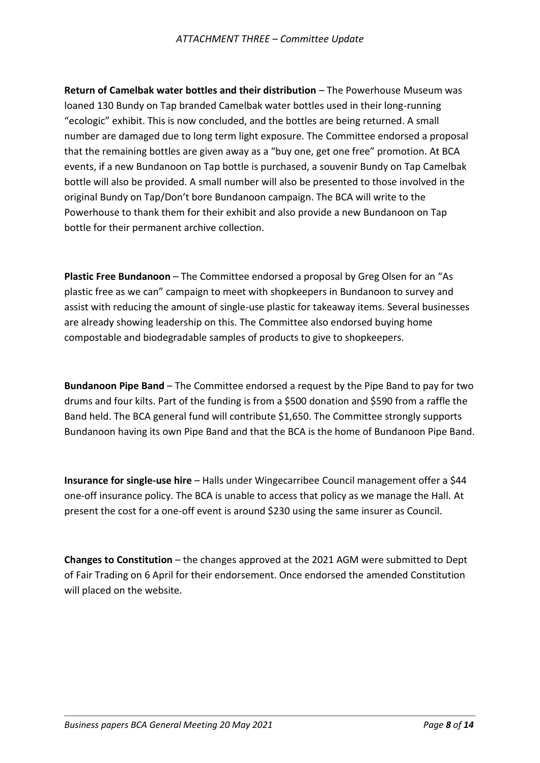*ATTACHMENT THREE – Committee Update*

**Return of Camelbak water bottles and their distribution** – The Powerhouse Museum was loaned 130 Bundy on Tap branded Camelbak water bottles used in their long-running "ecologic" exhibit. This is now concluded, and the bottles are being returned. A small number are damaged due to long term light exposure. The Committee endorsed a proposal that the remaining bottles are given away as a "buy one, get one free" promotion. At BCA events, if a new Bundanoon on Tap bottle is purchased, a souvenir Bundy on Tap Camelbak bottle will also be provided. A small number will also be presented to those involved in the original Bundy on Tap/Don't bore Bundanoon campaign. The BCA will write to the Powerhouse to thank them for their exhibit and also provide a new Bundanoon on Tap bottle for their permanent archive collection.

**Plastic Free Bundanoon** – The Committee endorsed a proposal by Greg Olsen for an "As plastic free as we can" campaign to meet with shopkeepers in Bundanoon to survey and assist with reducing the amount of single-use plastic for takeaway items. Several businesses are already showing leadership on this. The Committee also endorsed buying home compostable and biodegradable samples of products to give to shopkeepers.

**Bundanoon Pipe Band** – The Committee endorsed a request by the Pipe Band to pay for two drums and four kilts. Part of the funding is from a $500 donation and $590 from a raffle the Band held. The BCA general fund will contribute $1,650. The Committee strongly supports Bundanoon having its own Pipe Band and that the BCA is the home of Bundanoon Pipe Band.

**Insurance for single-use hire** – Halls under Wingecarribee Council management offer a $44 one-off insurance policy. The BCA is unable to access that policy as we manage the Hall. At present the cost for a one-off event is around $230 using the same insurer as Council.

**Changes to Constitution** – the changes approved at the 2021 AGM were submitted to Dept of Fair Trading on 6 April for their endorsement. Once endorsed the amended Constitution will placed on the website.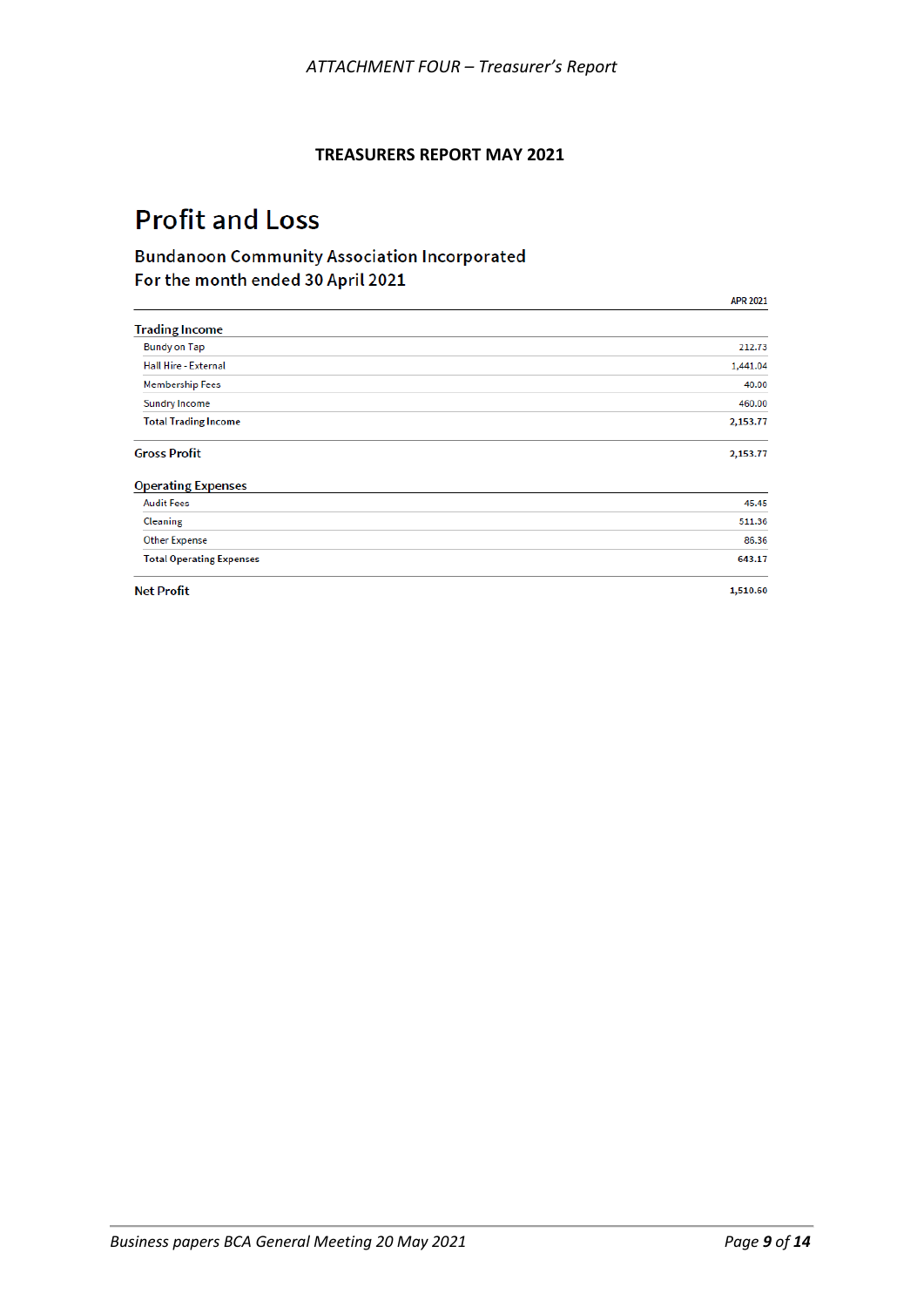*ATTACHMENT FOUR – Treasurer's Report*

**TREASURERS REPORT MAY 2021**

# Profit and Loss

## Bundanoon Community Association Incorporated
## For the month ended 30 April 2021

| | APR 2021 |
|---|---|
| **Trading Income** | |
| Bundy on Tap | 212.73 |
| Hall Hire - External | 1,441.04 |
| Membership Fees | 40.00 |
| Sundry Income | 460.00 |
| **Total Trading Income** | **2,153.77** |
| **Gross Profit** | **2,153.77** |
| **Operating Expenses** | |
| Audit Fees | 45.45 |
| Cleaning | 511.36 |
| Other Expense | 86.36 |
| **Total Operating Expenses** | **643.17** |
| **Net Profit** | **1,510.60** |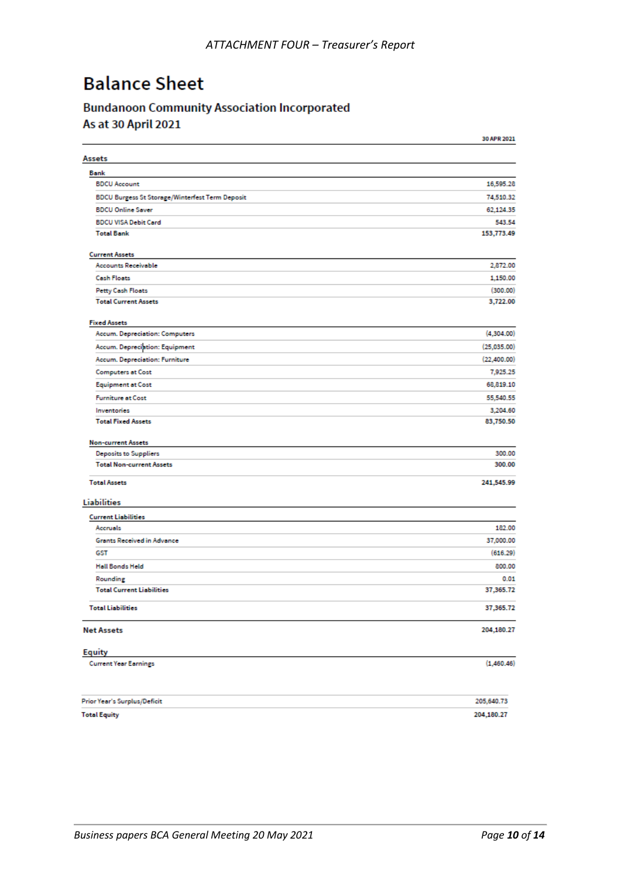ATTACHMENT FOUR – Treasurer's Report

# Balance Sheet

## Bundanoon Community Association Incorporated

### As at 30 April 2021

| | 30 APR 2021 |
|---|---|
| **Assets** | |
| **Bank** | |
| BDCU Account | 16,595.28 |
| BDCU Burgess St Storage/Winterfest Term Deposit | 74,510.32 |
| BDCU Online Saver | 62,124.35 |
| BDCU VISA Debit Card | 543.54 |
| **Total Bank** | **153,773.49** |
| **Current Assets** | |
| Accounts Receivable | 2,872.00 |
| Cash Floats | 1,150.00 |
| Petty Cash Floats | (300.00) |
| **Total Current Assets** | **3,722.00** |
| **Fixed Assets** | |
| Accum. Depreciation: Computers | (4,304.00) |
| Accum. Depreciation: Equipment | (25,035.00) |
| Accum. Depreciation: Furniture | (22,400.00) |
| Computers at Cost | 7,925.25 |
| Equipment at Cost | 68,819.10 |
| Furniture at Cost | 55,540.55 |
| Inventories | 3,204.60 |
| **Total Fixed Assets** | **83,750.50** |
| **Non-current Assets** | |
| Deposits to Suppliers | 300.00 |
| **Total Non-current Assets** | **300.00** |
| **Total Assets** | **241,545.99** |
| **Liabilities** | |
| **Current Liabilities** | |
| Accruals | 182.00 |
| Grants Received in Advance | 37,000.00 |
| GST | (616.29) |
| Hall Bonds Held | 800.00 |
| Rounding | 0.01 |
| **Total Current Liabilities** | **37,365.72** |
| **Total Liabilities** | **37,365.72** |
| **Net Assets** | **204,180.27** |
| **Equity** | |
| Current Year Earnings | (1,460.46) |
| Prior Year's Surplus/Deficit | 205,640.73 |
| **Total Equity** | **204,180.27** |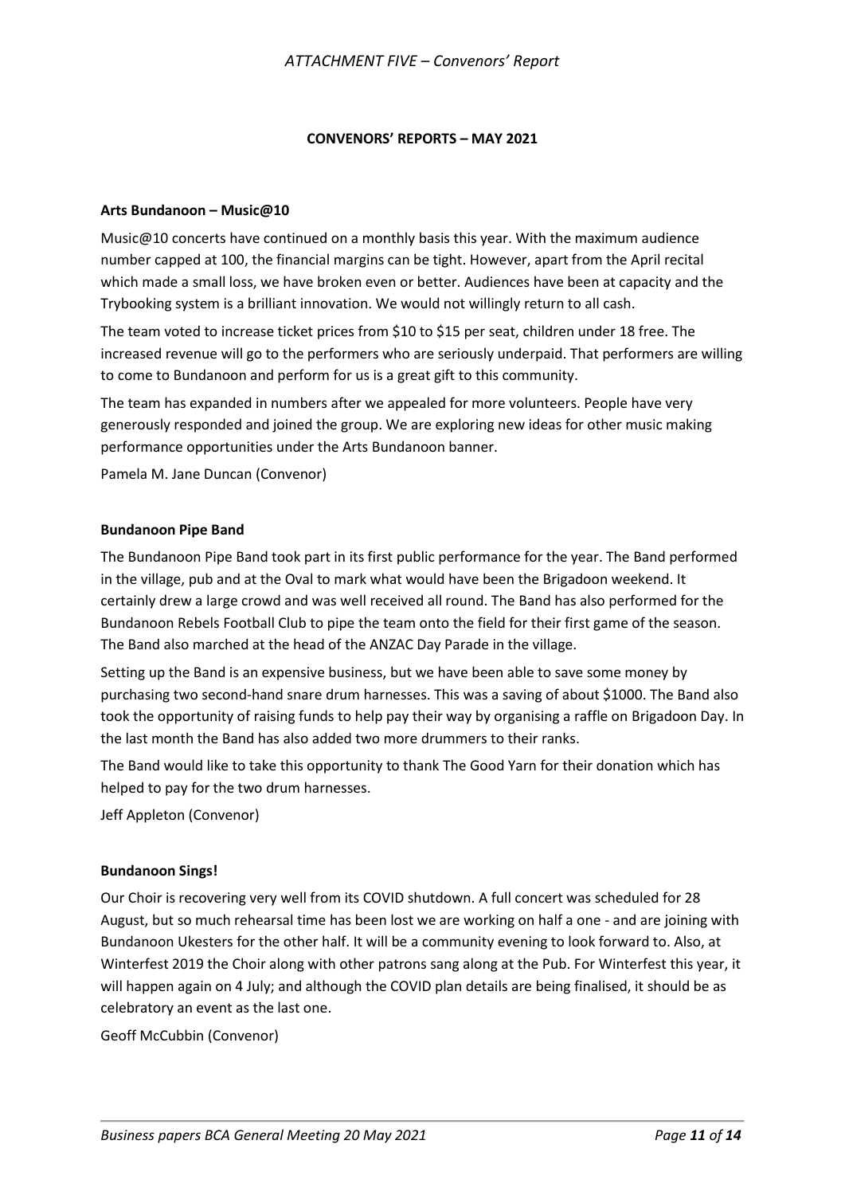*ATTACHMENT FIVE – Convenors' Report*

## CONVENORS' REPORTS – MAY 2021

### Arts Bundanoon – Music@10

Music@10 concerts have continued on a monthly basis this year. With the maximum audience number capped at 100, the financial margins can be tight. However, apart from the April recital which made a small loss, we have broken even or better. Audiences have been at capacity and the Trybooking system is a brilliant innovation. We would not willingly return to all cash.

The team voted to increase ticket prices from $10 to $15 per seat, children under 18 free. The increased revenue will go to the performers who are seriously underpaid. That performers are willing to come to Bundanoon and perform for us is a great gift to this community.

The team has expanded in numbers after we appealed for more volunteers. People have very generously responded and joined the group. We are exploring new ideas for other music making performance opportunities under the Arts Bundanoon banner.

Pamela M. Jane Duncan (Convenor)

### Bundanoon Pipe Band

The Bundanoon Pipe Band took part in its first public performance for the year. The Band performed in the village, pub and at the Oval to mark what would have been the Brigadoon weekend. It certainly drew a large crowd and was well received all round. The Band has also performed for the Bundanoon Rebels Football Club to pipe the team onto the field for their first game of the season. The Band also marched at the head of the ANZAC Day Parade in the village.

Setting up the Band is an expensive business, but we have been able to save some money by purchasing two second-hand snare drum harnesses. This was a saving of about $1000. The Band also took the opportunity of raising funds to help pay their way by organising a raffle on Brigadoon Day. In the last month the Band has also added two more drummers to their ranks.

The Band would like to take this opportunity to thank The Good Yarn for their donation which has helped to pay for the two drum harnesses.

Jeff Appleton (Convenor)

### Bundanoon Sings!

Our Choir is recovering very well from its COVID shutdown. A full concert was scheduled for 28 August, but so much rehearsal time has been lost we are working on half a one - and are joining with Bundanoon Ukesters for the other half. It will be a community evening to look forward to. Also, at Winterfest 2019 the Choir along with other patrons sang along at the Pub. For Winterfest this year, it will happen again on 4 July; and although the COVID plan details are being finalised, it should be as celebratory an event as the last one.

Geoff McCubbin (Convenor)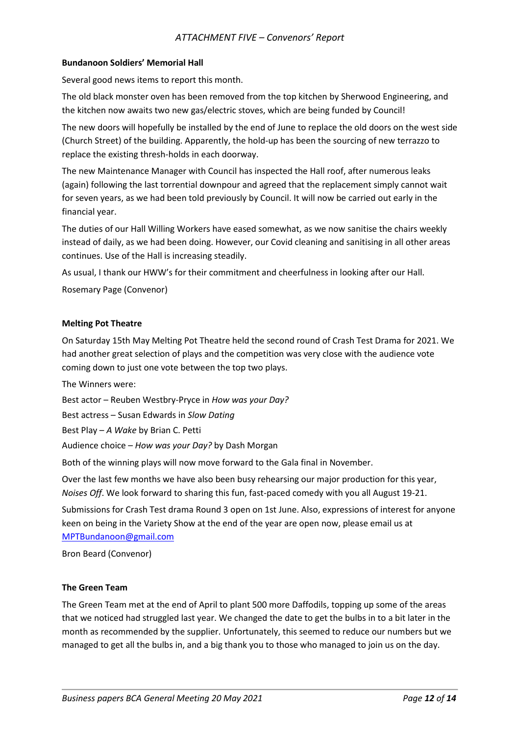## ATTACHMENT FIVE – Convenors' Report

**Bundanoon Soldiers' Memorial Hall**

Several good news items to report this month.

The old black monster oven has been removed from the top kitchen by Sherwood Engineering, and the kitchen now awaits two new gas/electric stoves, which are being funded by Council!

The new doors will hopefully be installed by the end of June to replace the old doors on the west side (Church Street) of the building. Apparently, the hold-up has been the sourcing of new terrazzo to replace the existing thresh-holds in each doorway.

The new Maintenance Manager with Council has inspected the Hall roof, after numerous leaks (again) following the last torrential downpour and agreed that the replacement simply cannot wait for seven years, as we had been told previously by Council. It will now be carried out early in the financial year.

The duties of our Hall Willing Workers have eased somewhat, as we now sanitise the chairs weekly instead of daily, as we had been doing. However, our Covid cleaning and sanitising in all other areas continues. Use of the Hall is increasing steadily.

As usual, I thank our HWW's for their commitment and cheerfulness in looking after our Hall.

Rosemary Page (Convenor)

**Melting Pot Theatre**

On Saturday 15th May Melting Pot Theatre held the second round of Crash Test Drama for 2021. We had another great selection of plays and the competition was very close with the audience vote coming down to just one vote between the top two plays.

The Winners were:

Best actor – Reuben Westbry-Pryce in *How was your Day?*

Best actress – Susan Edwards in *Slow Dating*

Best Play – *A Wake* by Brian C. Petti

Audience choice – *How was your Day?* by Dash Morgan

Both of the winning plays will now move forward to the Gala final in November.

Over the last few months we have also been busy rehearsing our major production for this year, *Noises Off*. We look forward to sharing this fun, fast-paced comedy with you all August 19-21.

Submissions for Crash Test drama Round 3 open on 1st June. Also, expressions of interest for anyone keen on being in the Variety Show at the end of the year are open now, please email us at MPTBundanoon@gmail.com

Bron Beard (Convenor)

**The Green Team**

The Green Team met at the end of April to plant 500 more Daffodils, topping up some of the areas that we noticed had struggled last year. We changed the date to get the bulbs in to a bit later in the month as recommended by the supplier. Unfortunately, this seemed to reduce our numbers but we managed to get all the bulbs in, and a big thank you to those who managed to join us on the day.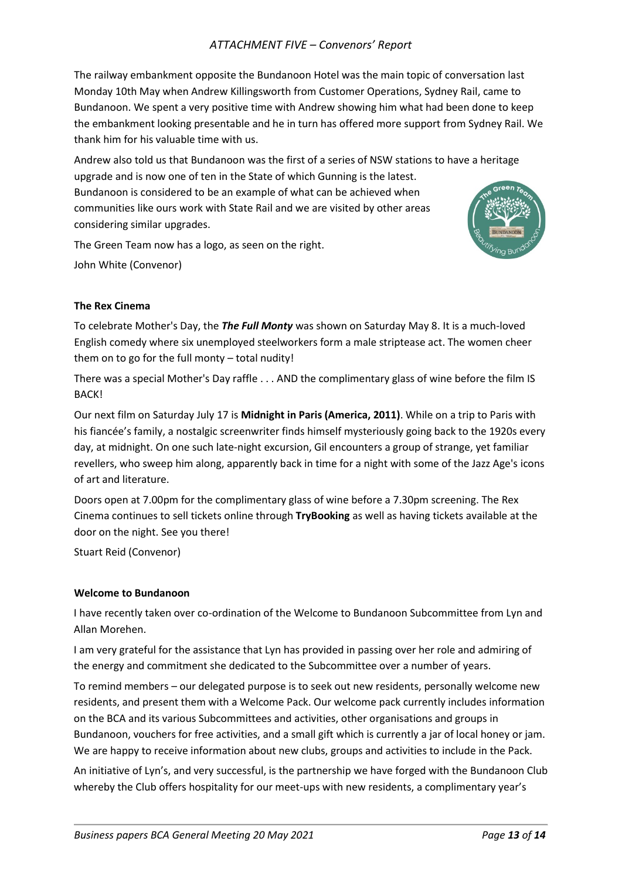The railway embankment opposite the Bundanoon Hotel was the main topic of conversation last Monday 10th May when Andrew Killingsworth from Customer Operations, Sydney Rail, came to Bundanoon. We spent a very positive time with Andrew showing him what had been done to keep the embankment looking presentable and he in turn has offered more support from Sydney Rail. We thank him for his valuable time with us.

Andrew also told us that Bundanoon was the first of a series of NSW stations to have a heritage upgrade and is now one of ten in the State of which Gunning is the latest. Bundanoon is considered to be an example of what can be achieved when communities like ours work with State Rail and we are visited by other areas considering similar upgrades.

The Green Team now has a logo, as seen on the right.

John White (Convenor)

**The Rex Cinema**

To celebrate Mother's Day, the ***The Full Monty*** was shown on Saturday May 8. It is a much-loved English comedy where six unemployed steelworkers form a male striptease act. The women cheer them on to go for the full monty – total nudity!

There was a special Mother's Day raffle . . . AND the complimentary glass of wine before the film IS BACK!

Our next film on Saturday July 17 is **Midnight in Paris (America, 2011)**. While on a trip to Paris with his fiancée's family, a nostalgic screenwriter finds himself mysteriously going back to the 1920s every day, at midnight. On one such late-night excursion, Gil encounters a group of strange, yet familiar revellers, who sweep him along, apparently back in time for a night with some of the Jazz Age's icons of art and literature.

Doors open at 7.00pm for the complimentary glass of wine before a 7.30pm screening. The Rex Cinema continues to sell tickets online through **TryBooking** as well as having tickets available at the door on the night. See you there!

Stuart Reid (Convenor)

**Welcome to Bundanoon**

I have recently taken over co-ordination of the Welcome to Bundanoon Subcommittee from Lyn and Allan Morehen.

I am very grateful for the assistance that Lyn has provided in passing over her role and admiring of the energy and commitment she dedicated to the Subcommittee over a number of years.

To remind members – our delegated purpose is to seek out new residents, personally welcome new residents, and present them with a Welcome Pack. Our welcome pack currently includes information on the BCA and its various Subcommittees and activities, other organisations and groups in Bundanoon, vouchers for free activities, and a small gift which is currently a jar of local honey or jam. We are happy to receive information about new clubs, groups and activities to include in the Pack.

An initiative of Lyn's, and very successful, is the partnership we have forged with the Bundanoon Club whereby the Club offers hospitality for our meet-ups with new residents, a complimentary year's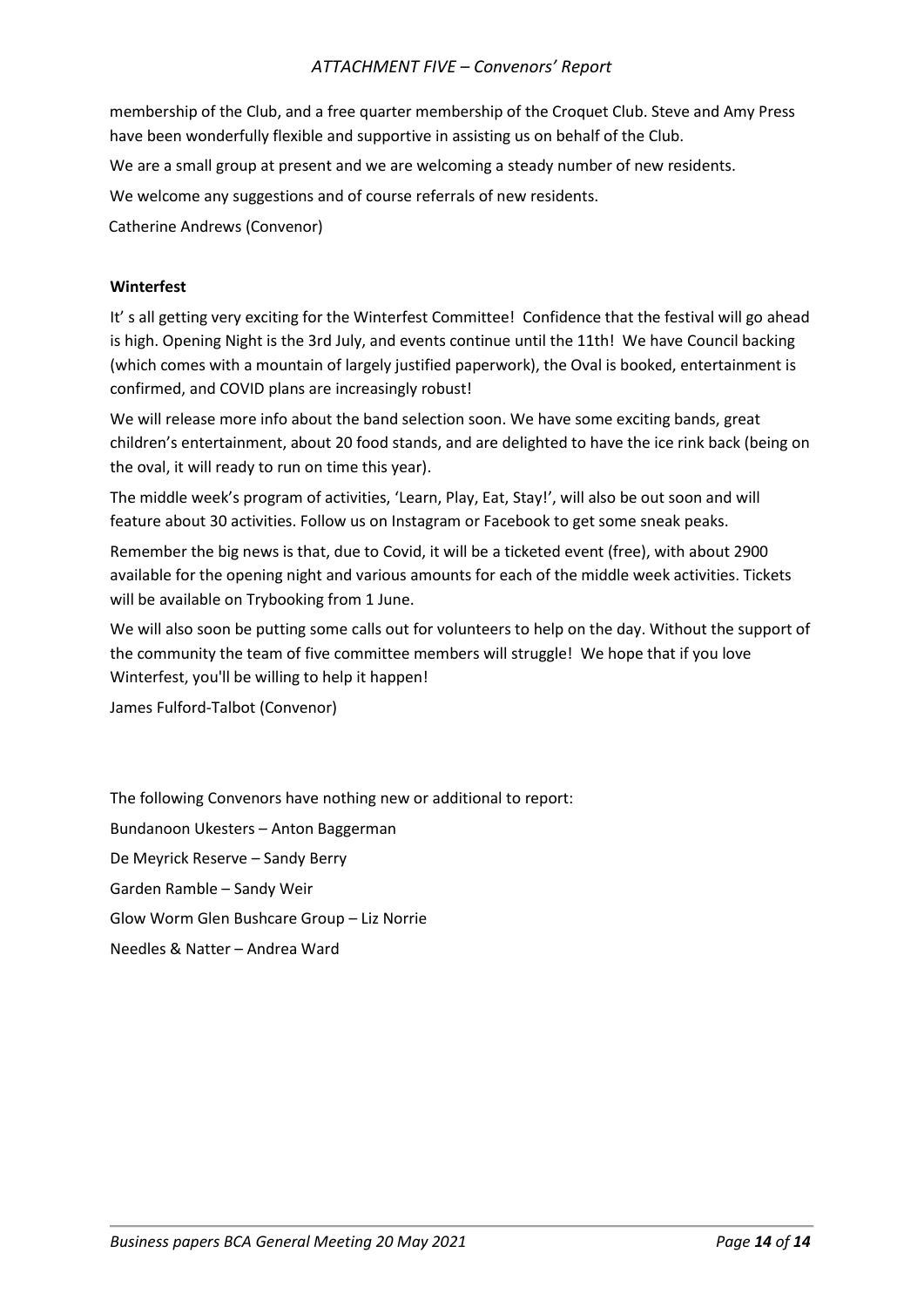membership of the Club, and a free quarter membership of the Croquet Club. Steve and Amy Press have been wonderfully flexible and supportive in assisting us on behalf of the Club.

We are a small group at present and we are welcoming a steady number of new residents.

We welcome any suggestions and of course referrals of new residents.

Catherine Andrews (Convenor)

**Winterfest**

It' s all getting very exciting for the Winterfest Committee! Confidence that the festival will go ahead is high. Opening Night is the 3rd July, and events continue until the 11th! We have Council backing (which comes with a mountain of largely justified paperwork), the Oval is booked, entertainment is confirmed, and COVID plans are increasingly robust!

We will release more info about the band selection soon. We have some exciting bands, great children's entertainment, about 20 food stands, and are delighted to have the ice rink back (being on the oval, it will ready to run on time this year).

The middle week's program of activities, 'Learn, Play, Eat, Stay!', will also be out soon and will feature about 30 activities. Follow us on Instagram or Facebook to get some sneak peaks.

Remember the big news is that, due to Covid, it will be a ticketed event (free), with about 2900 available for the opening night and various amounts for each of the middle week activities. Tickets will be available on Trybooking from 1 June.

We will also soon be putting some calls out for volunteers to help on the day. Without the support of the community the team of five committee members will struggle! We hope that if you love Winterfest, you'll be willing to help it happen!

James Fulford-Talbot (Convenor)

The following Convenors have nothing new or additional to report:

Bundanoon Ukesters – Anton Baggerman

De Meyrick Reserve – Sandy Berry

Garden Ramble – Sandy Weir

Glow Worm Glen Bushcare Group – Liz Norrie

Needles & Natter – Andrea Ward